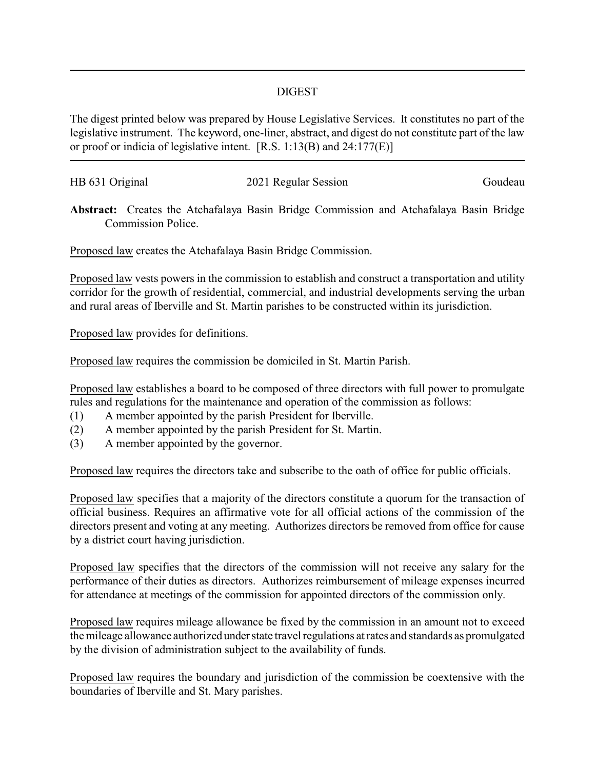## DIGEST

The digest printed below was prepared by House Legislative Services. It constitutes no part of the legislative instrument. The keyword, one-liner, abstract, and digest do not constitute part of the law or proof or indicia of legislative intent. [R.S. 1:13(B) and 24:177(E)]

HB 631 Original — 2021 Regular Session — Goudeau

**Abstract:** Creates the Atchafalaya Basin Bridge Commission and Atchafalaya Basin Bridge Commission Police.

Proposed law creates the Atchafalaya Basin Bridge Commission.

Proposed law vests powers in the commission to establish and construct a transportation and utility corridor for the growth of residential, commercial, and industrial developments serving the urban and rural areas of Iberville and St. Martin parishes to be constructed within its jurisdiction.

Proposed law provides for definitions.

Proposed law requires the commission be domiciled in St. Martin Parish.

Proposed law establishes a board to be composed of three directors with full power to promulgate rules and regulations for the maintenance and operation of the commission as follows:

(1) A member appointed by the parish President for Iberville.
(2) A member appointed by the parish President for St. Martin.
(3) A member appointed by the governor.

Proposed law requires the directors take and subscribe to the oath of office for public officials.

Proposed law specifies that a majority of the directors constitute a quorum for the transaction of official business. Requires an affirmative vote for all official actions of the commission of the directors present and voting at any meeting. Authorizes directors be removed from office for cause by a district court having jurisdiction.

Proposed law specifies that the directors of the commission will not receive any salary for the performance of their duties as directors. Authorizes reimbursement of mileage expenses incurred for attendance at meetings of the commission for appointed directors of the commission only.

Proposed law requires mileage allowance be fixed by the commission in an amount not to exceed the mileage allowance authorized under state travel regulations at rates and standards as promulgated by the division of administration subject to the availability of funds.

Proposed law requires the boundary and jurisdiction of the commission be coextensive with the boundaries of Iberville and St. Mary parishes.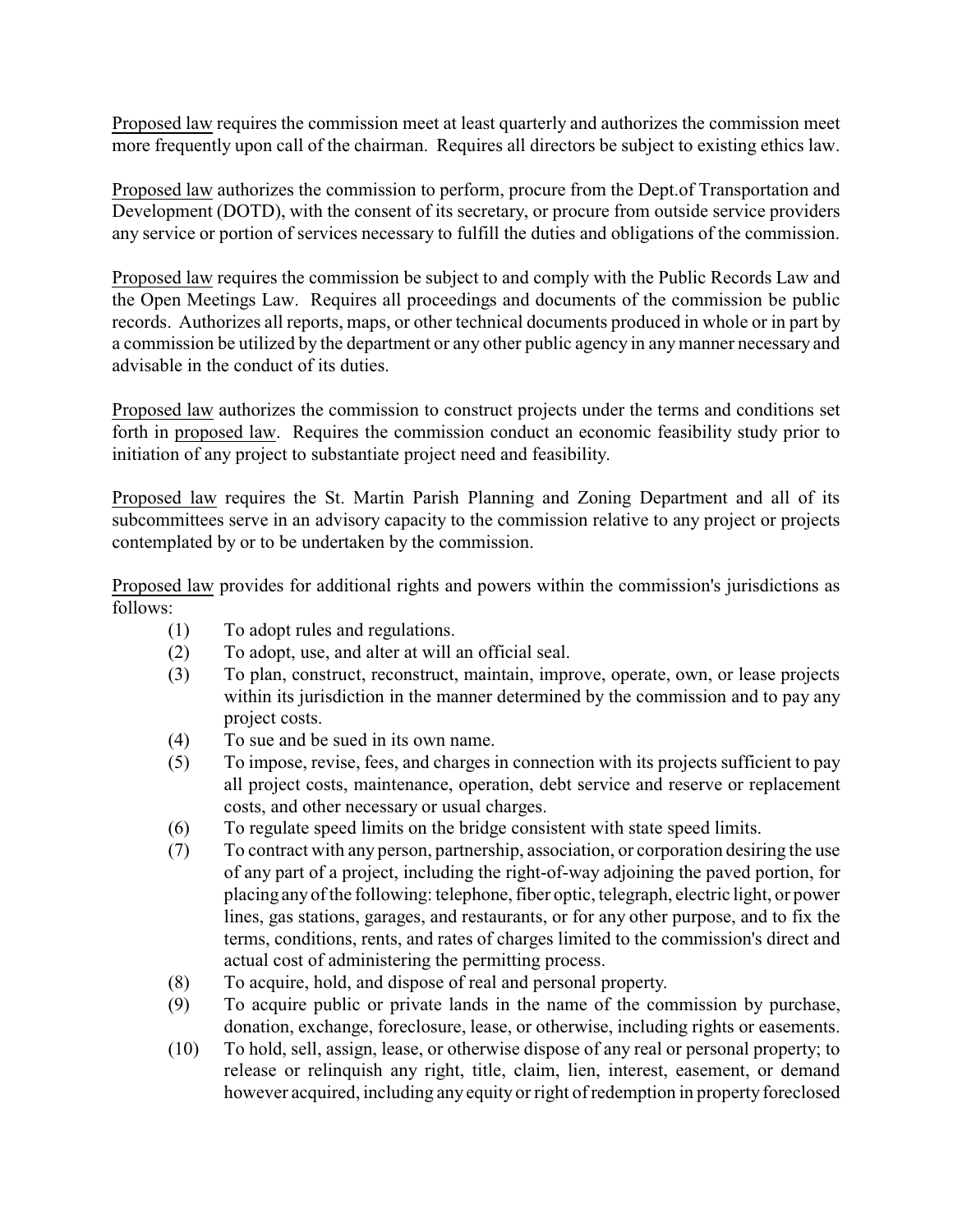Proposed law requires the commission meet at least quarterly and authorizes the commission meet more frequently upon call of the chairman. Requires all directors be subject to existing ethics law.

Proposed law authorizes the commission to perform, procure from the Dept.of Transportation and Development (DOTD), with the consent of its secretary, or procure from outside service providers any service or portion of services necessary to fulfill the duties and obligations of the commission.

Proposed law requires the commission be subject to and comply with the Public Records Law and the Open Meetings Law. Requires all proceedings and documents of the commission be public records. Authorizes all reports, maps, or other technical documents produced in whole or in part by a commission be utilized by the department or any other public agency in any manner necessary and advisable in the conduct of its duties.

Proposed law authorizes the commission to construct projects under the terms and conditions set forth in proposed law. Requires the commission conduct an economic feasibility study prior to initiation of any project to substantiate project need and feasibility.

Proposed law requires the St. Martin Parish Planning and Zoning Department and all of its subcommittees serve in an advisory capacity to the commission relative to any project or projects contemplated by or to be undertaken by the commission.

Proposed law provides for additional rights and powers within the commission's jurisdictions as follows:

(1) To adopt rules and regulations.

(2) To adopt, use, and alter at will an official seal.

(3) To plan, construct, reconstruct, maintain, improve, operate, own, or lease projects within its jurisdiction in the manner determined by the commission and to pay any project costs.

(4) To sue and be sued in its own name.

(5) To impose, revise, fees, and charges in connection with its projects sufficient to pay all project costs, maintenance, operation, debt service and reserve or replacement costs, and other necessary or usual charges.

(6) To regulate speed limits on the bridge consistent with state speed limits.

(7) To contract with any person, partnership, association, or corporation desiring the use of any part of a project, including the right-of-way adjoining the paved portion, for placing any of the following: telephone, fiber optic, telegraph, electric light, or power lines, gas stations, garages, and restaurants, or for any other purpose, and to fix the terms, conditions, rents, and rates of charges limited to the commission's direct and actual cost of administering the permitting process.

(8) To acquire, hold, and dispose of real and personal property.

(9) To acquire public or private lands in the name of the commission by purchase, donation, exchange, foreclosure, lease, or otherwise, including rights or easements.

(10) To hold, sell, assign, lease, or otherwise dispose of any real or personal property; to release or relinquish any right, title, claim, lien, interest, easement, or demand however acquired, including any equity or right of redemption in property foreclosed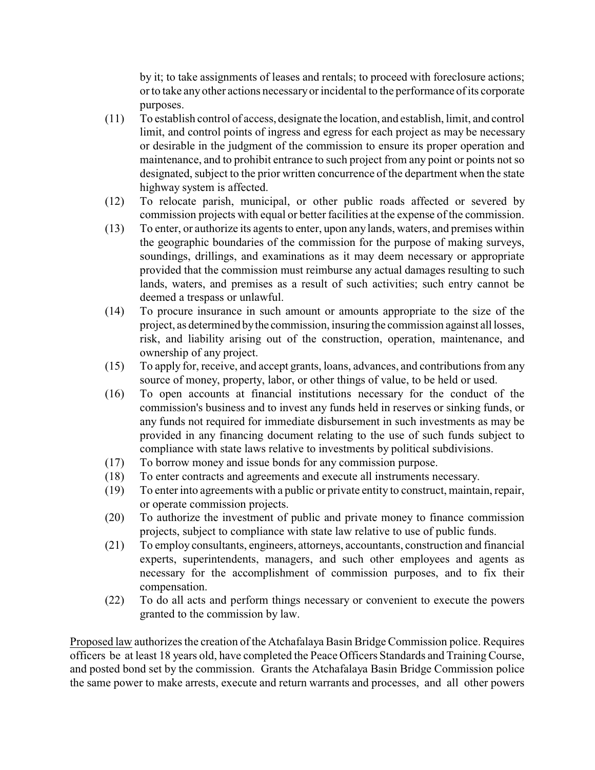by it; to take assignments of leases and rentals; to proceed with foreclosure actions; or to take any other actions necessary or incidental to the performance of its corporate purposes.

(11) To establish control of access, designate the location, and establish, limit, and control limit, and control points of ingress and egress for each project as may be necessary or desirable in the judgment of the commission to ensure its proper operation and maintenance, and to prohibit entrance to such project from any point or points not so designated, subject to the prior written concurrence of the department when the state highway system is affected.

(12) To relocate parish, municipal, or other public roads affected or severed by commission projects with equal or better facilities at the expense of the commission.

(13) To enter, or authorize its agents to enter, upon any lands, waters, and premises within the geographic boundaries of the commission for the purpose of making surveys, soundings, drillings, and examinations as it may deem necessary or appropriate provided that the commission must reimburse any actual damages resulting to such lands, waters, and premises as a result of such activities; such entry cannot be deemed a trespass or unlawful.

(14) To procure insurance in such amount or amounts appropriate to the size of the project, as determined by the commission, insuring the commission against all losses, risk, and liability arising out of the construction, operation, maintenance, and ownership of any project.

(15) To apply for, receive, and accept grants, loans, advances, and contributions from any source of money, property, labor, or other things of value, to be held or used.

(16) To open accounts at financial institutions necessary for the conduct of the commission's business and to invest any funds held in reserves or sinking funds, or any funds not required for immediate disbursement in such investments as may be provided in any financing document relating to the use of such funds subject to compliance with state laws relative to investments by political subdivisions.

(17) To borrow money and issue bonds for any commission purpose.

(18) To enter contracts and agreements and execute all instruments necessary.

(19) To enter into agreements with a public or private entity to construct, maintain, repair, or operate commission projects.

(20) To authorize the investment of public and private money to finance commission projects, subject to compliance with state law relative to use of public funds.

(21) To employ consultants, engineers, attorneys, accountants, construction and financial experts, superintendents, managers, and such other employees and agents as necessary for the accomplishment of commission purposes, and to fix their compensation.

(22) To do all acts and perform things necessary or convenient to execute the powers granted to the commission by law.

Proposed law authorizes the creation of the Atchafalaya Basin Bridge Commission police. Requires officers be at least 18 years old, have completed the Peace Officers Standards and Training Course, and posted bond set by the commission. Grants the Atchafalaya Basin Bridge Commission police the same power to make arrests, execute and return warrants and processes, and all other powers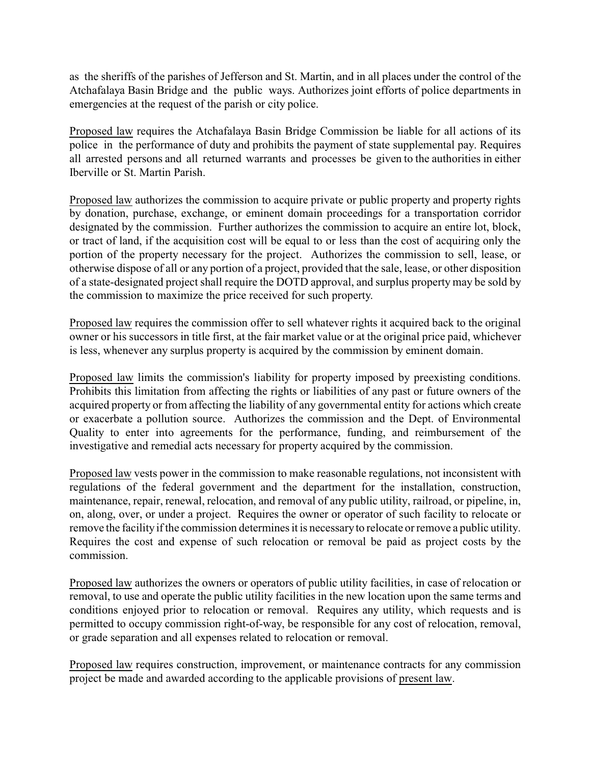as the sheriffs of the parishes of Jefferson and St. Martin, and in all places under the control of the Atchafalaya Basin Bridge and the public ways. Authorizes joint efforts of police departments in emergencies at the request of the parish or city police.

Proposed law requires the Atchafalaya Basin Bridge Commission be liable for all actions of its police in the performance of duty and prohibits the payment of state supplemental pay. Requires all arrested persons and all returned warrants and processes be given to the authorities in either Iberville or St. Martin Parish.

Proposed law authorizes the commission to acquire private or public property and property rights by donation, purchase, exchange, or eminent domain proceedings for a transportation corridor designated by the commission. Further authorizes the commission to acquire an entire lot, block, or tract of land, if the acquisition cost will be equal to or less than the cost of acquiring only the portion of the property necessary for the project. Authorizes the commission to sell, lease, or otherwise dispose of all or any portion of a project, provided that the sale, lease, or other disposition of a state-designated project shall require the DOTD approval, and surplus property may be sold by the commission to maximize the price received for such property.

Proposed law requires the commission offer to sell whatever rights it acquired back to the original owner or his successors in title first, at the fair market value or at the original price paid, whichever is less, whenever any surplus property is acquired by the commission by eminent domain.

Proposed law limits the commission's liability for property imposed by preexisting conditions. Prohibits this limitation from affecting the rights or liabilities of any past or future owners of the acquired property or from affecting the liability of any governmental entity for actions which create or exacerbate a pollution source. Authorizes the commission and the Dept. of Environmental Quality to enter into agreements for the performance, funding, and reimbursement of the investigative and remedial acts necessary for property acquired by the commission.

Proposed law vests power in the commission to make reasonable regulations, not inconsistent with regulations of the federal government and the department for the installation, construction, maintenance, repair, renewal, relocation, and removal of any public utility, railroad, or pipeline, in, on, along, over, or under a project. Requires the owner or operator of such facility to relocate or remove the facility if the commission determines it is necessary to relocate or remove a public utility. Requires the cost and expense of such relocation or removal be paid as project costs by the commission.

Proposed law authorizes the owners or operators of public utility facilities, in case of relocation or removal, to use and operate the public utility facilities in the new location upon the same terms and conditions enjoyed prior to relocation or removal. Requires any utility, which requests and is permitted to occupy commission right-of-way, be responsible for any cost of relocation, removal, or grade separation and all expenses related to relocation or removal.

Proposed law requires construction, improvement, or maintenance contracts for any commission project be made and awarded according to the applicable provisions of present law.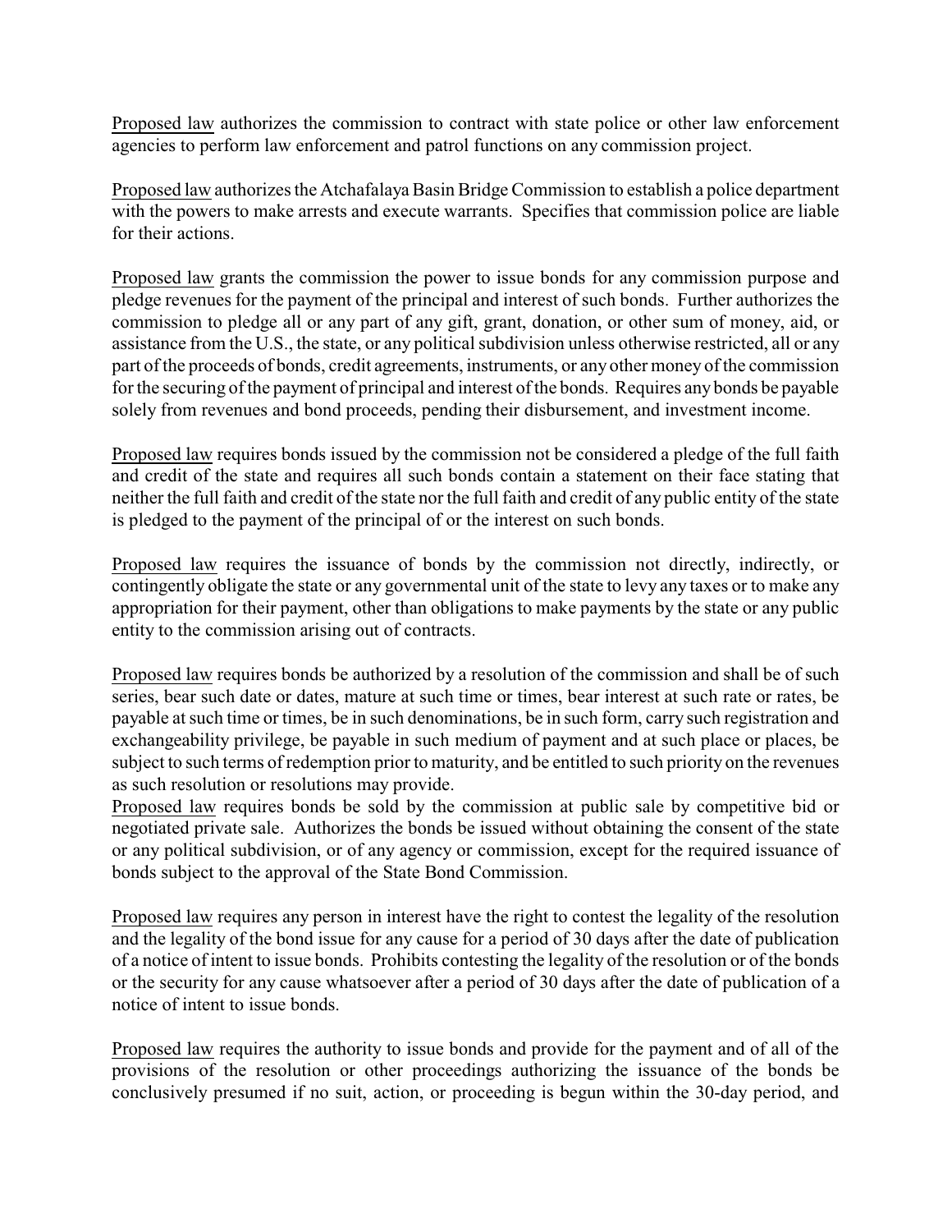<u>Proposed law</u> authorizes the commission to contract with state police or other law enforcement agencies to perform law enforcement and patrol functions on any commission project.

<u>Proposed law</u> authorizes the Atchafalaya Basin Bridge Commission to establish a police department with the powers to make arrests and execute warrants. Specifies that commission police are liable for their actions.

<u>Proposed law</u> grants the commission the power to issue bonds for any commission purpose and pledge revenues for the payment of the principal and interest of such bonds. Further authorizes the commission to pledge all or any part of any gift, grant, donation, or other sum of money, aid, or assistance from the U.S., the state, or any political subdivision unless otherwise restricted, all or any part of the proceeds of bonds, credit agreements, instruments, or any other money of the commission for the securing of the payment of principal and interest of the bonds. Requires any bonds be payable solely from revenues and bond proceeds, pending their disbursement, and investment income.

<u>Proposed law</u> requires bonds issued by the commission not be considered a pledge of the full faith and credit of the state and requires all such bonds contain a statement on their face stating that neither the full faith and credit of the state nor the full faith and credit of any public entity of the state is pledged to the payment of the principal of or the interest on such bonds.

<u>Proposed law</u> requires the issuance of bonds by the commission not directly, indirectly, or contingently obligate the state or any governmental unit of the state to levy any taxes or to make any appropriation for their payment, other than obligations to make payments by the state or any public entity to the commission arising out of contracts.

<u>Proposed law</u> requires bonds be authorized by a resolution of the commission and shall be of such series, bear such date or dates, mature at such time or times, bear interest at such rate or rates, be payable at such time or times, be in such denominations, be in such form, carry such registration and exchangeability privilege, be payable in such medium of payment and at such place or places, be subject to such terms of redemption prior to maturity, and be entitled to such priority on the revenues as such resolution or resolutions may provide.

<u>Proposed law</u> requires bonds be sold by the commission at public sale by competitive bid or negotiated private sale. Authorizes the bonds be issued without obtaining the consent of the state or any political subdivision, or of any agency or commission, except for the required issuance of bonds subject to the approval of the State Bond Commission.

<u>Proposed law</u> requires any person in interest have the right to contest the legality of the resolution and the legality of the bond issue for any cause for a period of 30 days after the date of publication of a notice of intent to issue bonds. Prohibits contesting the legality of the resolution or of the bonds or the security for any cause whatsoever after a period of 30 days after the date of publication of a notice of intent to issue bonds.

<u>Proposed law</u> requires the authority to issue bonds and provide for the payment and of all of the provisions of the resolution or other proceedings authorizing the issuance of the bonds be conclusively presumed if no suit, action, or proceeding is begun within the 30-day period, and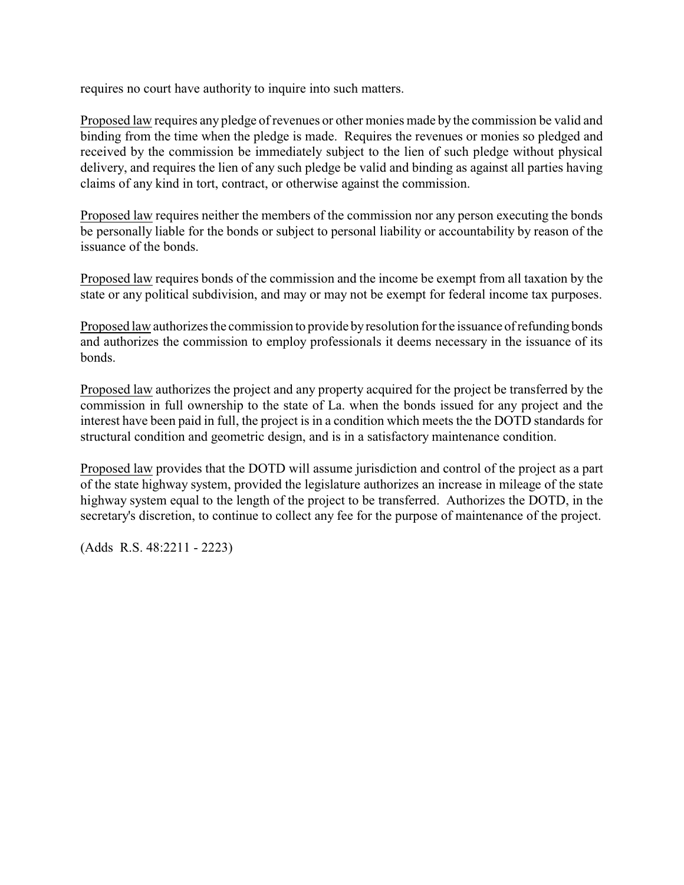requires no court have authority to inquire into such matters.

Proposed law requires any pledge of revenues or other monies made by the commission be valid and binding from the time when the pledge is made. Requires the revenues or monies so pledged and received by the commission be immediately subject to the lien of such pledge without physical delivery, and requires the lien of any such pledge be valid and binding as against all parties having claims of any kind in tort, contract, or otherwise against the commission.

Proposed law requires neither the members of the commission nor any person executing the bonds be personally liable for the bonds or subject to personal liability or accountability by reason of the issuance of the bonds.

Proposed law requires bonds of the commission and the income be exempt from all taxation by the state or any political subdivision, and may or may not be exempt for federal income tax purposes.

Proposed law authorizes the commission to provide by resolution for the issuance of refunding bonds and authorizes the commission to employ professionals it deems necessary in the issuance of its bonds.

Proposed law authorizes the project and any property acquired for the project be transferred by the commission in full ownership to the state of La. when the bonds issued for any project and the interest have been paid in full, the project is in a condition which meets the the DOTD standards for structural condition and geometric design, and is in a satisfactory maintenance condition.

Proposed law provides that the DOTD will assume jurisdiction and control of the project as a part of the state highway system, provided the legislature authorizes an increase in mileage of the state highway system equal to the length of the project to be transferred. Authorizes the DOTD, in the secretary's discretion, to continue to collect any fee for the purpose of maintenance of the project.

(Adds R.S. 48:2211 - 2223)